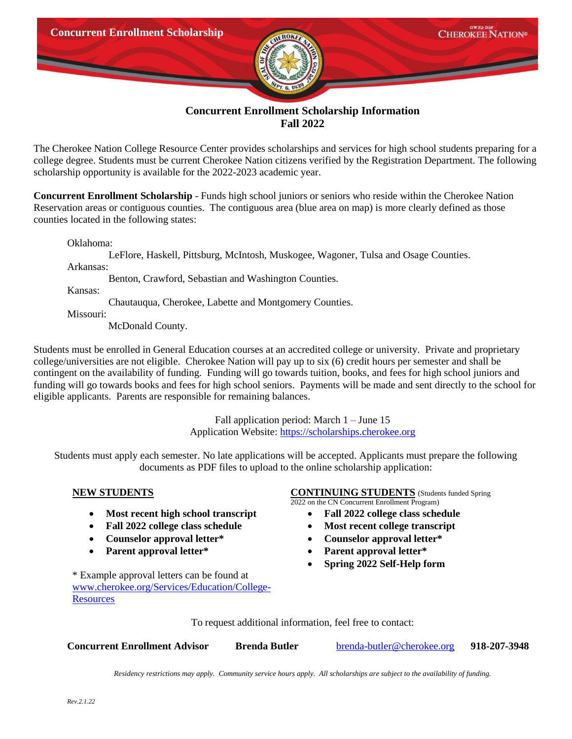Concurrent Enrollment Scholarship

CHEROKEE NATION

# Concurrent Enrollment Scholarship Information
## Fall 2022

The Cherokee Nation College Resource Center provides scholarships and services for high school students preparing for a college degree. Students must be current Cherokee Nation citizens verified by the Registration Department. The following scholarship opportunity is available for the 2022-2023 academic year.

**Concurrent Enrollment Scholarship** - Funds high school juniors or seniors who reside within the Cherokee Nation Reservation areas or contiguous counties. The contiguous area (blue area on map) is more clearly defined as those counties located in the following states:

Oklahoma:
LeFlore, Haskell, Pittsburg, McIntosh, Muskogee, Wagoner, Tulsa and Osage Counties.

Arkansas:
Benton, Crawford, Sebastian and Washington Counties.

Kansas:
Chautauqua, Cherokee, Labette and Montgomery Counties.

Missouri:
McDonald County.

Students must be enrolled in General Education courses at an accredited college or university. Private and proprietary college/universities are not eligible. Cherokee Nation will pay up to six (6) credit hours per semester and shall be contingent on the availability of funding. Funding will go towards tuition, books, and fees for high school juniors and funding will go towards books and fees for high school seniors. Payments will be made and sent directly to the school for eligible applicants. Parents are responsible for remaining balances.

Fall application period: March 1 – June 15
Application Website: https://scholarships.cherokee.org

Students must apply each semester. No late applications will be accepted. Applicants must prepare the following documents as PDF files to upload to the online scholarship application:

**NEW STUDENTS**

- **Most recent high school transcript**
- **Fall 2022 college class schedule**
- **Counselor approval letter***
- **Parent approval letter***

* Example approval letters can be found at www.cherokee.org/Services/Education/College-Resources

**CONTINUING STUDENTS** (Students funded Spring 2022 on the CN Concurrent Enrollment Program)

- **Fall 2022 college class schedule**
- **Most recent college transcript**
- **Counselor approval letter***
- **Parent approval letter***
- **Spring 2022 Self-Help form**

To request additional information, feel free to contact:

**Concurrent Enrollment Advisor** **Brenda Butler** brenda-butler@cherokee.org **918-207-3948**

*Residency restrictions may apply. Community service hours apply. All scholarships are subject to the availability of funding.*

*Rev.2.1.22*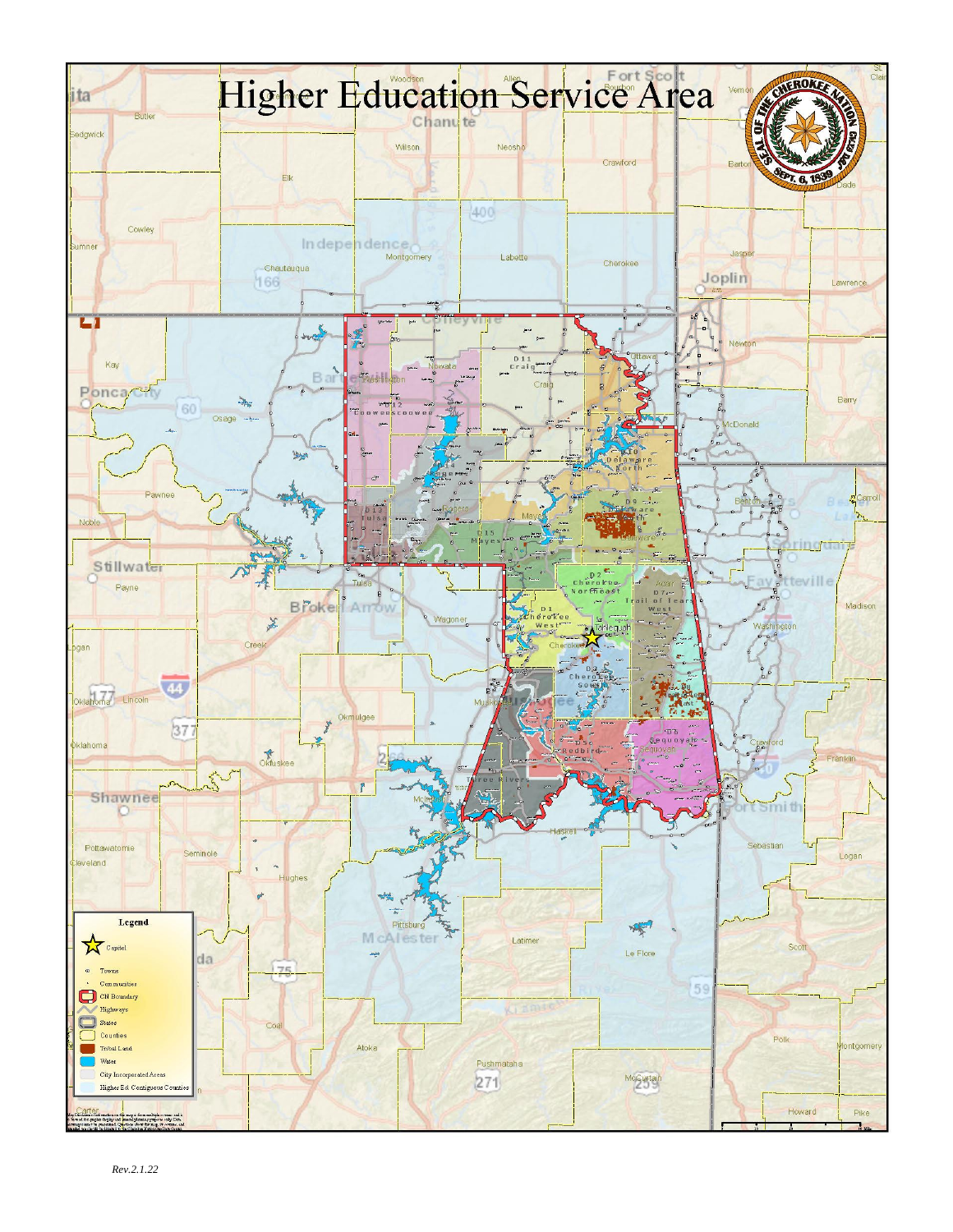# Higher Education Service Area

Legend

Capitol

Towns

Communities

CN Boundary

Highways

States

Counties

Tribal Land

Water

City Incorporated Areas

Higher Ed. Contiguous Counties

*Rev.2.1.22*